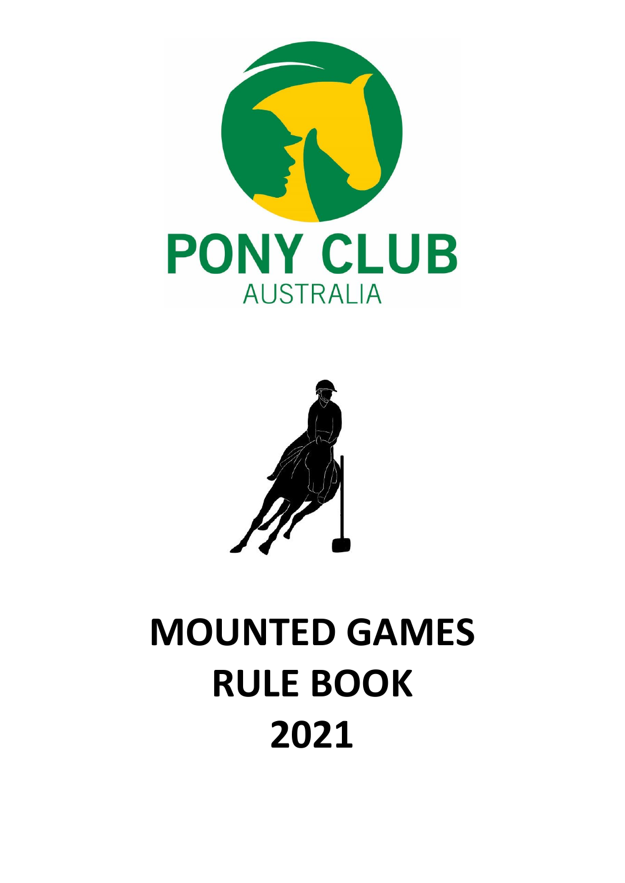PONY CLUB

AUSTRALIA

# MOUNTED GAMES RULE BOOK 2021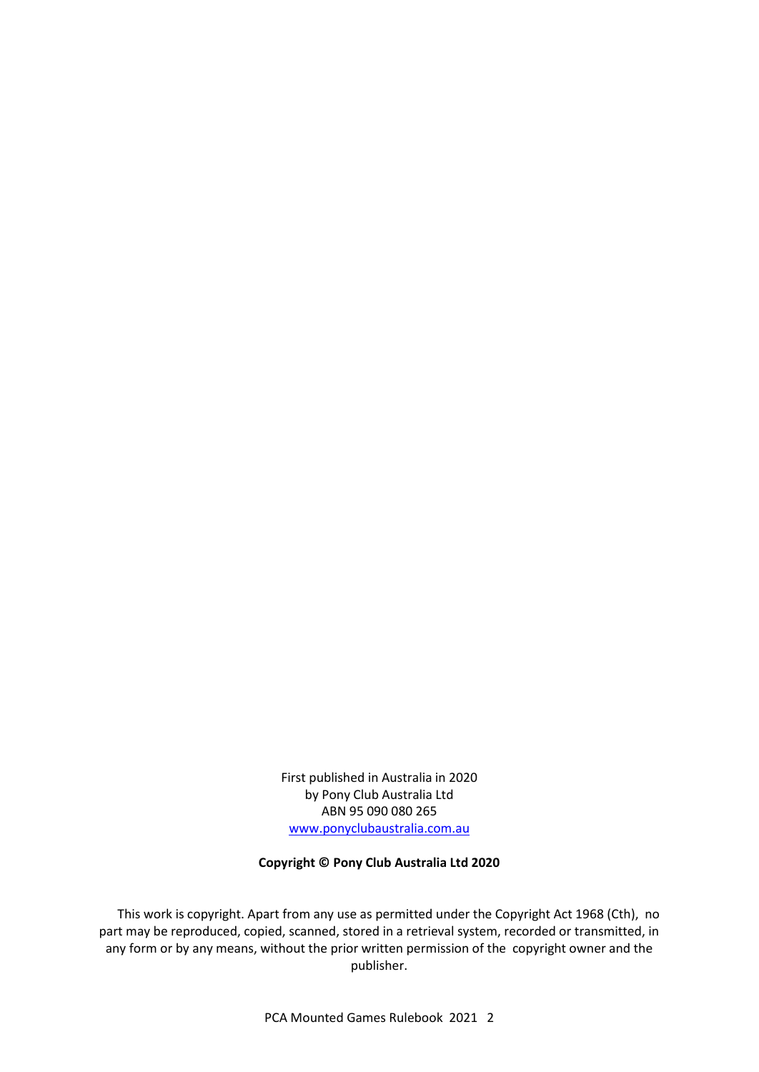First published in Australia in 2020
by Pony Club Australia Ltd
ABN 95 090 080 265
[www.ponyclubaustralia.com.au](http://www.ponyclubaustralia.com.au)

**Copyright © Pony Club Australia Ltd 2020**

This work is copyright. Apart from any use as permitted under the Copyright Act 1968 (Cth), no part may be reproduced, copied, scanned, stored in a retrieval system, recorded or transmitted, in any form or by any means, without the prior written permission of the copyright owner and the publisher.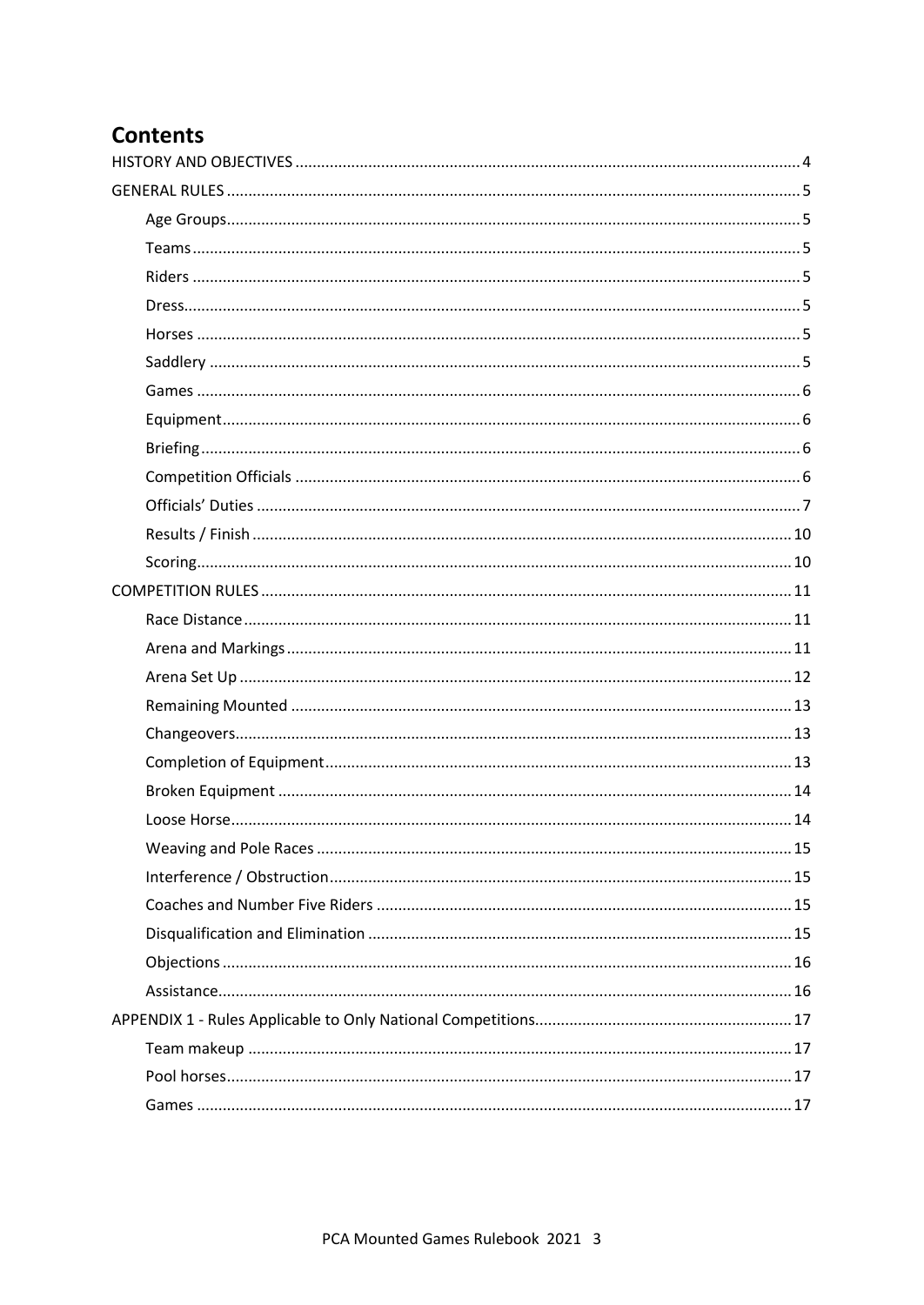# Contents

- HISTORY AND OBJECTIVES ..... 4
- GENERAL RULES ..... 5
  - Age Groups ..... 5
  - Teams ..... 5
  - Riders ..... 5
  - Dress ..... 5
  - Horses ..... 5
  - Saddlery ..... 5
  - Games ..... 6
  - Equipment ..... 6
  - Briefing ..... 6
  - Competition Officials ..... 6
  - Officials' Duties ..... 7
  - Results / Finish ..... 10
  - Scoring ..... 10
- COMPETITION RULES ..... 11
  - Race Distance ..... 11
  - Arena and Markings ..... 11
  - Arena Set Up ..... 12
  - Remaining Mounted ..... 13
  - Changeovers ..... 13
  - Completion of Equipment ..... 13
  - Broken Equipment ..... 14
  - Loose Horse ..... 14
  - Weaving and Pole Races ..... 15
  - Interference / Obstruction ..... 15
  - Coaches and Number Five Riders ..... 15
  - Disqualification and Elimination ..... 15
  - Objections ..... 16
  - Assistance ..... 16
- APPENDIX 1 - Rules Applicable to Only National Competitions ..... 17
  - Team makeup ..... 17
  - Pool horses ..... 17
  - Games ..... 17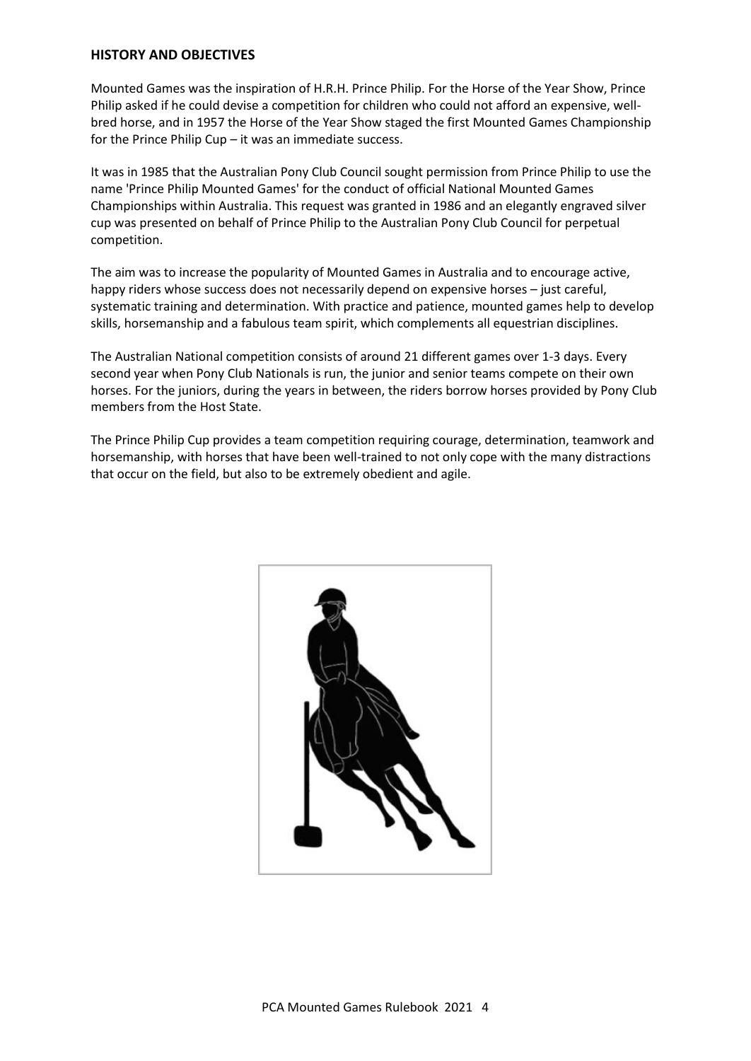## HISTORY AND OBJECTIVES

Mounted Games was the inspiration of H.R.H. Prince Philip. For the Horse of the Year Show, Prince Philip asked if he could devise a competition for children who could not afford an expensive, well-bred horse, and in 1957 the Horse of the Year Show staged the first Mounted Games Championship for the Prince Philip Cup – it was an immediate success.

It was in 1985 that the Australian Pony Club Council sought permission from Prince Philip to use the name 'Prince Philip Mounted Games' for the conduct of official National Mounted Games Championships within Australia. This request was granted in 1986 and an elegantly engraved silver cup was presented on behalf of Prince Philip to the Australian Pony Club Council for perpetual competition.

The aim was to increase the popularity of Mounted Games in Australia and to encourage active, happy riders whose success does not necessarily depend on expensive horses – just careful, systematic training and determination. With practice and patience, mounted games help to develop skills, horsemanship and a fabulous team spirit, which complements all equestrian disciplines.

The Australian National competition consists of around 21 different games over 1-3 days. Every second year when Pony Club Nationals is run, the junior and senior teams compete on their own horses. For the juniors, during the years in between, the riders borrow horses provided by Pony Club members from the Host State.

The Prince Philip Cup provides a team competition requiring courage, determination, teamwork and horsemanship, with horses that have been well-trained to not only cope with the many distractions that occur on the field, but also to be extremely obedient and agile.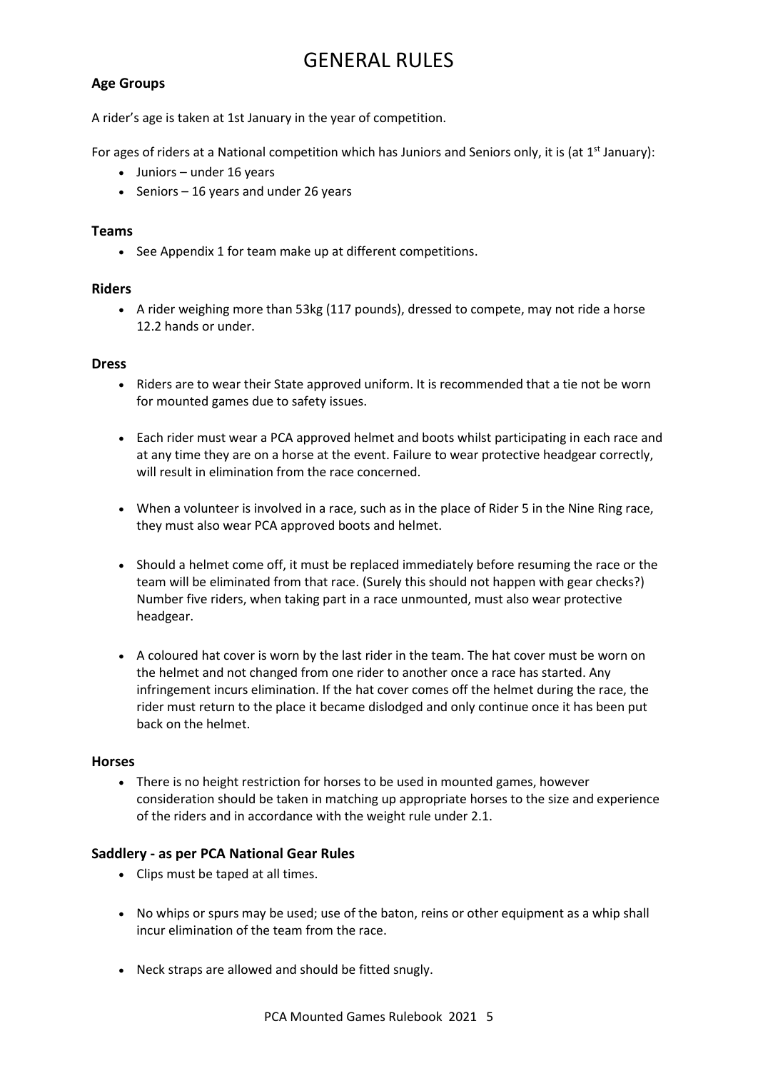# GENERAL RULES

### Age Groups

A rider's age is taken at 1st January in the year of competition.

For ages of riders at a National competition which has Juniors and Seniors only, it is (at 1st January):

- Juniors – under 16 years
- Seniors – 16 years and under 26 years

### Teams

- See Appendix 1 for team make up at different competitions.

### Riders

- A rider weighing more than 53kg (117 pounds), dressed to compete, may not ride a horse 12.2 hands or under.

### Dress

- Riders are to wear their State approved uniform. It is recommended that a tie not be worn for mounted games due to safety issues.
- Each rider must wear a PCA approved helmet and boots whilst participating in each race and at any time they are on a horse at the event. Failure to wear protective headgear correctly, will result in elimination from the race concerned.
- When a volunteer is involved in a race, such as in the place of Rider 5 in the Nine Ring race, they must also wear PCA approved boots and helmet.
- Should a helmet come off, it must be replaced immediately before resuming the race or the team will be eliminated from that race. (Surely this should not happen with gear checks?) Number five riders, when taking part in a race unmounted, must also wear protective headgear.
- A coloured hat cover is worn by the last rider in the team. The hat cover must be worn on the helmet and not changed from one rider to another once a race has started. Any infringement incurs elimination. If the hat cover comes off the helmet during the race, the rider must return to the place it became dislodged and only continue once it has been put back on the helmet.

### Horses

- There is no height restriction for horses to be used in mounted games, however consideration should be taken in matching up appropriate horses to the size and experience of the riders and in accordance with the weight rule under 2.1.

### Saddlery - as per PCA National Gear Rules

- Clips must be taped at all times.
- No whips or spurs may be used; use of the baton, reins or other equipment as a whip shall incur elimination of the team from the race.
- Neck straps are allowed and should be fitted snugly.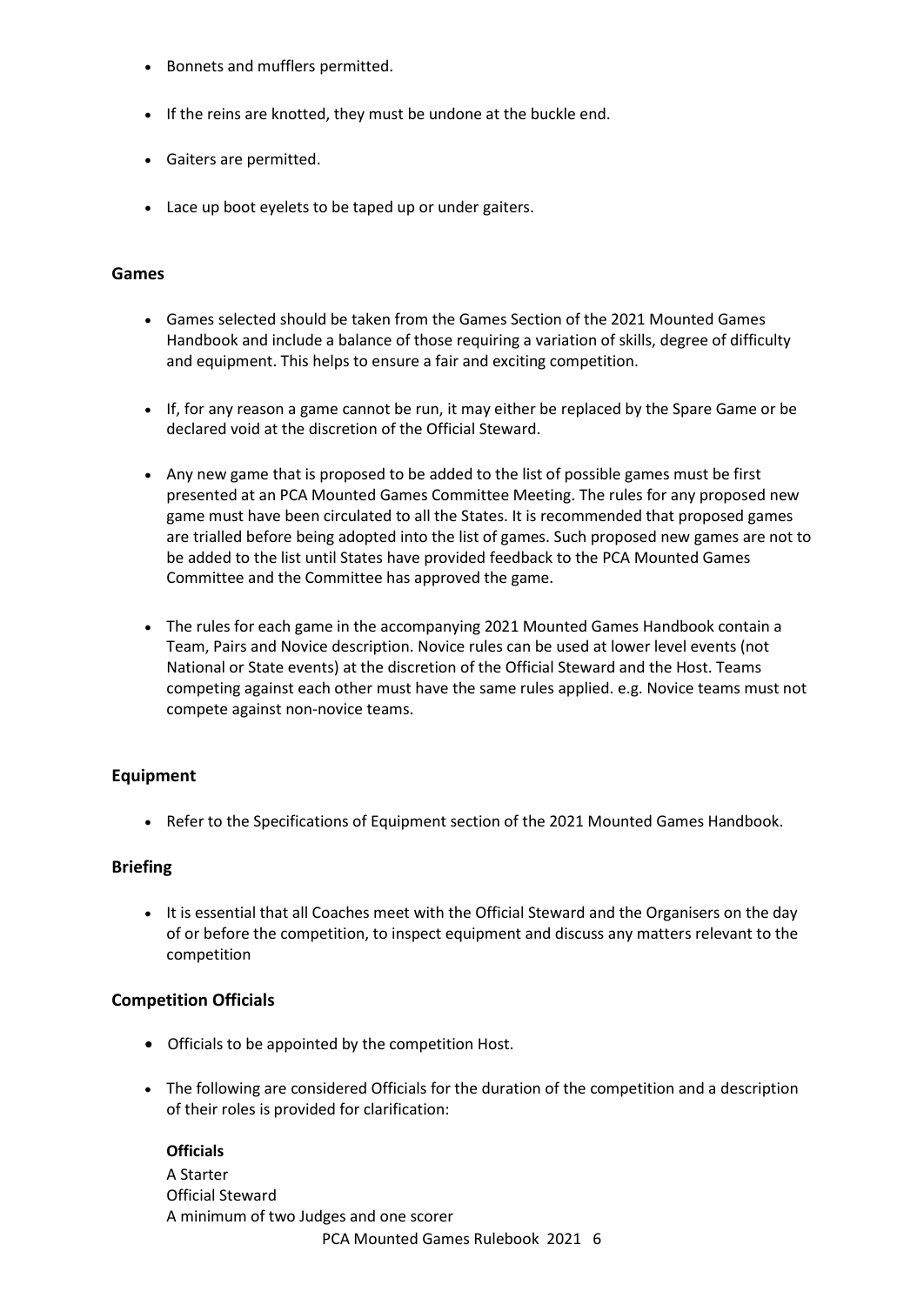- Bonnets and mufflers permitted.
- If the reins are knotted, they must be undone at the buckle end.
- Gaiters are permitted.
- Lace up boot eyelets to be taped up or under gaiters.

## Games

- Games selected should be taken from the Games Section of the 2021 Mounted Games Handbook and include a balance of those requiring a variation of skills, degree of difficulty and equipment. This helps to ensure a fair and exciting competition.
- If, for any reason a game cannot be run, it may either be replaced by the Spare Game or be declared void at the discretion of the Official Steward.
- Any new game that is proposed to be added to the list of possible games must be first presented at an PCA Mounted Games Committee Meeting. The rules for any proposed new game must have been circulated to all the States. It is recommended that proposed games are trialled before being adopted into the list of games. Such proposed new games are not to be added to the list until States have provided feedback to the PCA Mounted Games Committee and the Committee has approved the game.
- The rules for each game in the accompanying 2021 Mounted Games Handbook contain a Team, Pairs and Novice description. Novice rules can be used at lower level events (not National or State events) at the discretion of the Official Steward and the Host. Teams competing against each other must have the same rules applied. e.g. Novice teams must not compete against non-novice teams.

## Equipment

- Refer to the Specifications of Equipment section of the 2021 Mounted Games Handbook.

## Briefing

- It is essential that all Coaches meet with the Official Steward and the Organisers on the day of or before the competition, to inspect equipment and discuss any matters relevant to the competition

## Competition Officials

- Officials to be appointed by the competition Host.
- The following are considered Officials for the duration of the competition and a description of their roles is provided for clarification:

  **Officials**
  A Starter
  Official Steward
  A minimum of two Judges and one scorer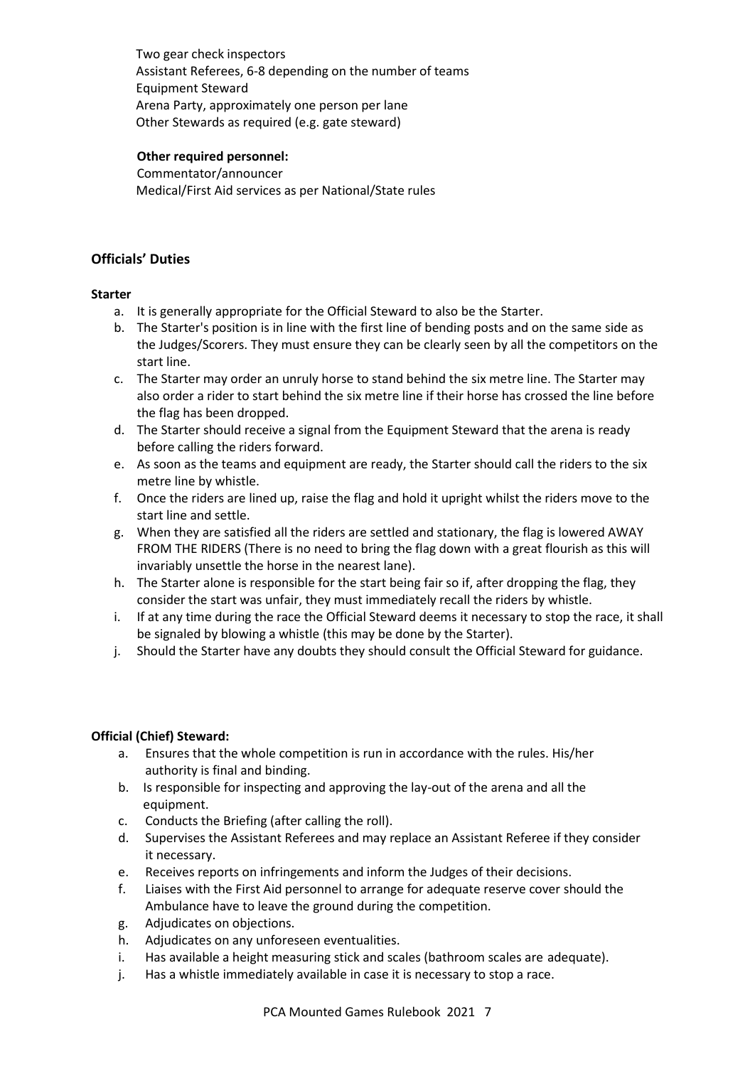Two gear check inspectors
Assistant Referees, 6-8 depending on the number of teams
Equipment Steward
Arena Party, approximately one person per lane
Other Stewards as required (e.g. gate steward)

**Other required personnel:**
Commentator/announcer
Medical/First Aid services as per National/State rules

## Officials' Duties

**Starter**

a. It is generally appropriate for the Official Steward to also be the Starter.
b. The Starter's position is in line with the first line of bending posts and on the same side as the Judges/Scorers. They must ensure they can be clearly seen by all the competitors on the start line.
c. The Starter may order an unruly horse to stand behind the six metre line. The Starter may also order a rider to start behind the six metre line if their horse has crossed the line before the flag has been dropped.
d. The Starter should receive a signal from the Equipment Steward that the arena is ready before calling the riders forward.
e. As soon as the teams and equipment are ready, the Starter should call the riders to the six metre line by whistle.
f. Once the riders are lined up, raise the flag and hold it upright whilst the riders move to the start line and settle.
g. When they are satisfied all the riders are settled and stationary, the flag is lowered AWAY FROM THE RIDERS (There is no need to bring the flag down with a great flourish as this will invariably unsettle the horse in the nearest lane).
h. The Starter alone is responsible for the start being fair so if, after dropping the flag, they consider the start was unfair, they must immediately recall the riders by whistle.
i. If at any time during the race the Official Steward deems it necessary to stop the race, it shall be signaled by blowing a whistle (this may be done by the Starter).
j. Should the Starter have any doubts they should consult the Official Steward for guidance.

**Official (Chief) Steward:**

a. Ensures that the whole competition is run in accordance with the rules. His/her authority is final and binding.
b. Is responsible for inspecting and approving the lay-out of the arena and all the equipment.
c. Conducts the Briefing (after calling the roll).
d. Supervises the Assistant Referees and may replace an Assistant Referee if they consider it necessary.
e. Receives reports on infringements and inform the Judges of their decisions.
f. Liaises with the First Aid personnel to arrange for adequate reserve cover should the Ambulance have to leave the ground during the competition.
g. Adjudicates on objections.
h. Adjudicates on any unforeseen eventualities.
i. Has available a height measuring stick and scales (bathroom scales are adequate).
j. Has a whistle immediately available in case it is necessary to stop a race.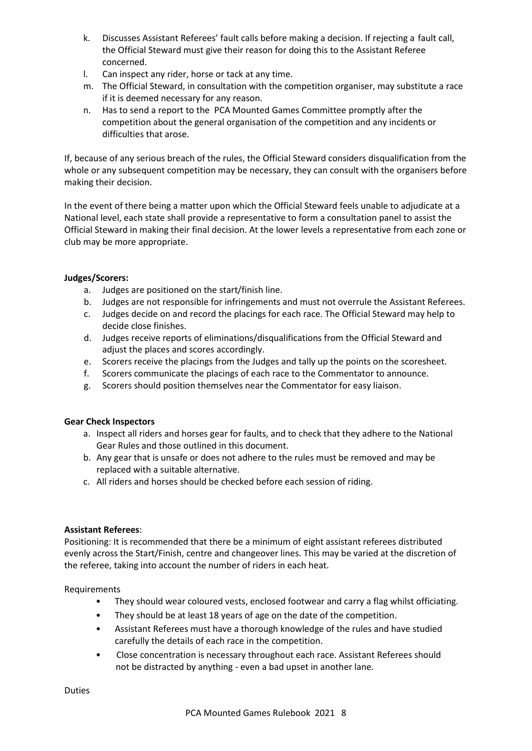k. Discusses Assistant Referees' fault calls before making a decision. If rejecting a fault call, the Official Steward must give their reason for doing this to the Assistant Referee concerned.
l. Can inspect any rider, horse or tack at any time.
m. The Official Steward, in consultation with the competition organiser, may substitute a race if it is deemed necessary for any reason.
n. Has to send a report to the PCA Mounted Games Committee promptly after the competition about the general organisation of the competition and any incidents or difficulties that arose.

If, because of any serious breach of the rules, the Official Steward considers disqualification from the whole or any subsequent competition may be necessary, they can consult with the organisers before making their decision.

In the event of there being a matter upon which the Official Steward feels unable to adjudicate at a National level, each state shall provide a representative to form a consultation panel to assist the Official Steward in making their final decision. At the lower levels a representative from each zone or club may be more appropriate.

**Judges/Scorers:**

a. Judges are positioned on the start/finish line.
b. Judges are not responsible for infringements and must not overrule the Assistant Referees.
c. Judges decide on and record the placings for each race. The Official Steward may help to decide close finishes.
d. Judges receive reports of eliminations/disqualifications from the Official Steward and adjust the places and scores accordingly.
e. Scorers receive the placings from the Judges and tally up the points on the scoresheet.
f. Scorers communicate the placings of each race to the Commentator to announce.
g. Scorers should position themselves near the Commentator for easy liaison.

**Gear Check Inspectors**

a. Inspect all riders and horses gear for faults, and to check that they adhere to the National Gear Rules and those outlined in this document.
b. Any gear that is unsafe or does not adhere to the rules must be removed and may be replaced with a suitable alternative.
c. All riders and horses should be checked before each session of riding.

**Assistant Referees**:

Positioning: It is recommended that there be a minimum of eight assistant referees distributed evenly across the Start/Finish, centre and changeover lines. This may be varied at the discretion of the referee, taking into account the number of riders in each heat.

Requirements

- They should wear coloured vests, enclosed footwear and carry a flag whilst officiating.
- They should be at least 18 years of age on the date of the competition.
- Assistant Referees must have a thorough knowledge of the rules and have studied carefully the details of each race in the competition.
- Close concentration is necessary throughout each race. Assistant Referees should not be distracted by anything - even a bad upset in another lane.

Duties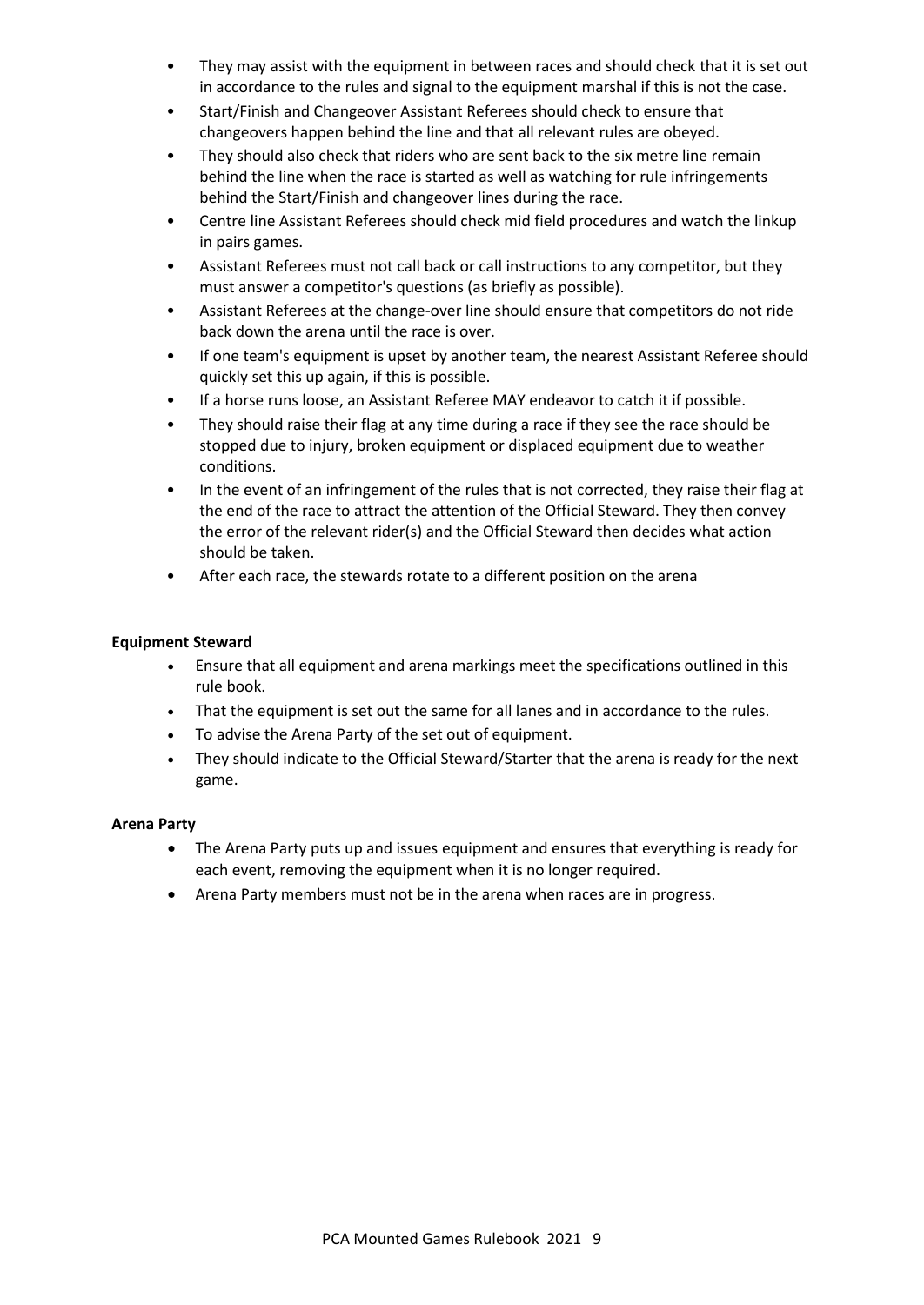- They may assist with the equipment in between races and should check that it is set out in accordance to the rules and signal to the equipment marshal if this is not the case.
- Start/Finish and Changeover Assistant Referees should check to ensure that changeovers happen behind the line and that all relevant rules are obeyed.
- They should also check that riders who are sent back to the six metre line remain behind the line when the race is started as well as watching for rule infringements behind the Start/Finish and changeover lines during the race.
- Centre line Assistant Referees should check mid field procedures and watch the linkup in pairs games.
- Assistant Referees must not call back or call instructions to any competitor, but they must answer a competitor's questions (as briefly as possible).
- Assistant Referees at the change-over line should ensure that competitors do not ride back down the arena until the race is over.
- If one team's equipment is upset by another team, the nearest Assistant Referee should quickly set this up again, if this is possible.
- If a horse runs loose, an Assistant Referee MAY endeavor to catch it if possible.
- They should raise their flag at any time during a race if they see the race should be stopped due to injury, broken equipment or displaced equipment due to weather conditions.
- In the event of an infringement of the rules that is not corrected, they raise their flag at the end of the race to attract the attention of the Official Steward. They then convey the error of the relevant rider(s) and the Official Steward then decides what action should be taken.
- After each race, the stewards rotate to a different position on the arena

**Equipment Steward**

- Ensure that all equipment and arena markings meet the specifications outlined in this rule book.
- That the equipment is set out the same for all lanes and in accordance to the rules.
- To advise the Arena Party of the set out of equipment.
- They should indicate to the Official Steward/Starter that the arena is ready for the next game.

**Arena Party**

- The Arena Party puts up and issues equipment and ensures that everything is ready for each event, removing the equipment when it is no longer required.
- Arena Party members must not be in the arena when races are in progress.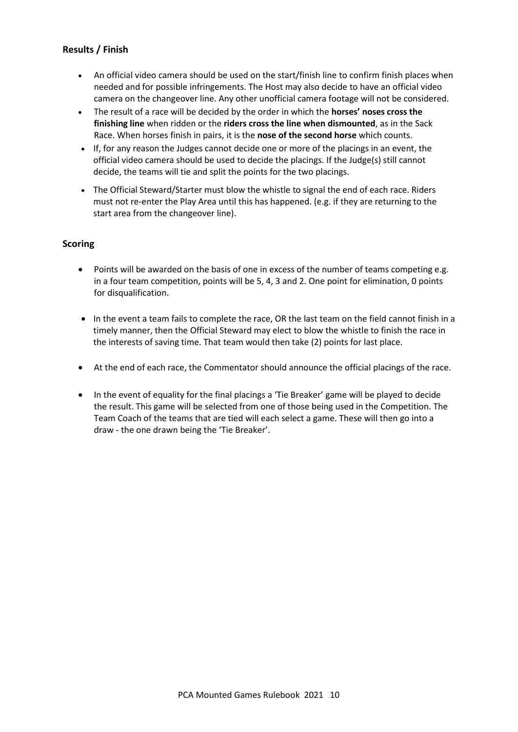## Results / Finish

- An official video camera should be used on the start/finish line to confirm finish places when needed and for possible infringements. The Host may also decide to have an official video camera on the changeover line. Any other unofficial camera footage will not be considered.
- The result of a race will be decided by the order in which the **horses' noses cross the finishing line** when ridden or the **riders cross the line when dismounted**, as in the Sack Race. When horses finish in pairs, it is the **nose of the second horse** which counts.
- If, for any reason the Judges cannot decide one or more of the placings in an event, the official video camera should be used to decide the placings. If the Judge(s) still cannot decide, the teams will tie and split the points for the two placings.
- The Official Steward/Starter must blow the whistle to signal the end of each race. Riders must not re-enter the Play Area until this has happened. (e.g. if they are returning to the start area from the changeover line).

## Scoring

- Points will be awarded on the basis of one in excess of the number of teams competing e.g. in a four team competition, points will be 5, 4, 3 and 2. One point for elimination, 0 points for disqualification.
- In the event a team fails to complete the race, OR the last team on the field cannot finish in a timely manner, then the Official Steward may elect to blow the whistle to finish the race in the interests of saving time. That team would then take (2) points for last place.
- At the end of each race, the Commentator should announce the official placings of the race.
- In the event of equality for the final placings a 'Tie Breaker' game will be played to decide the result. This game will be selected from one of those being used in the Competition. The Team Coach of the teams that are tied will each select a game. These will then go into a draw - the one drawn being the 'Tie Breaker'.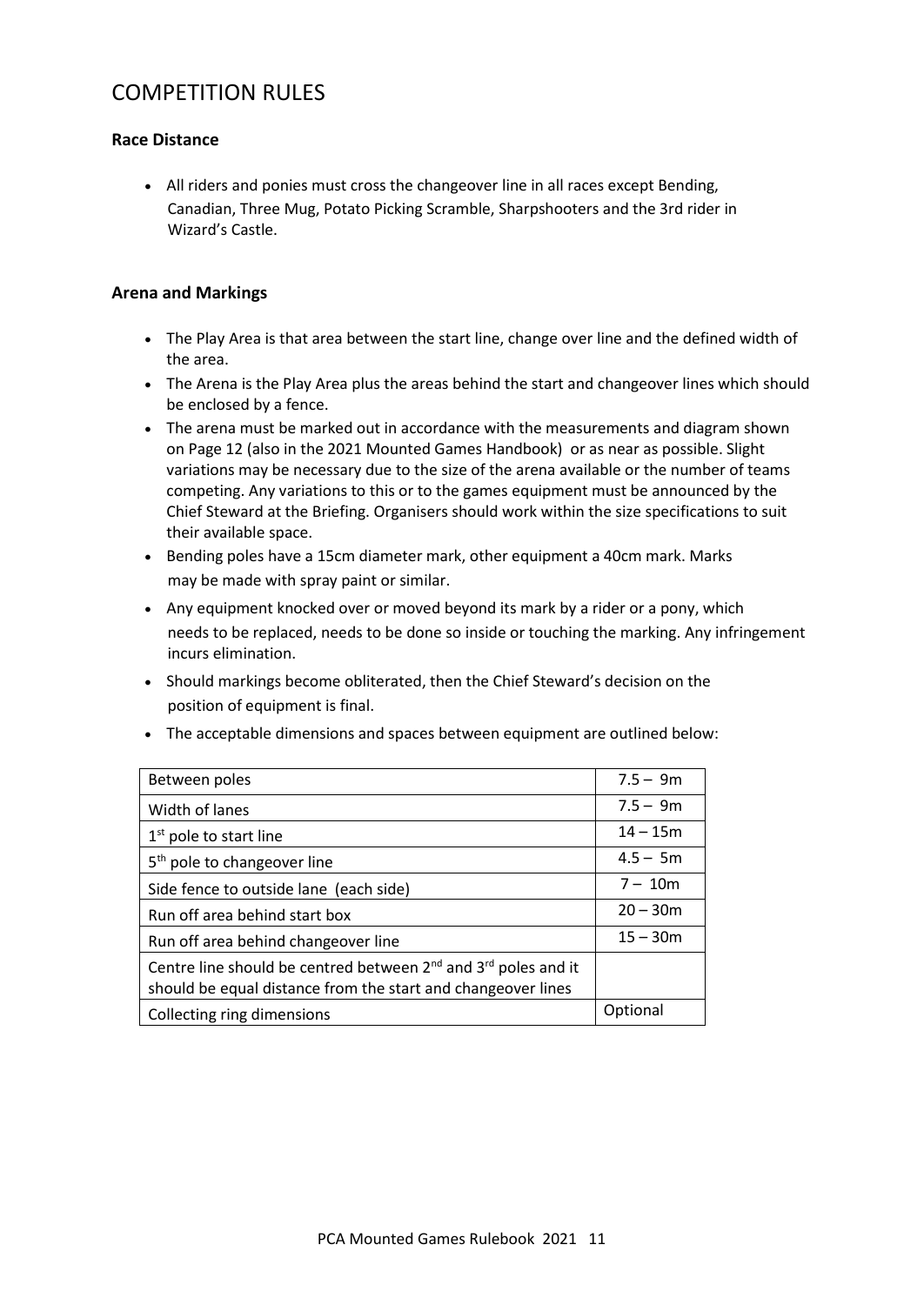# COMPETITION RULES

### Race Distance

- All riders and ponies must cross the changeover line in all races except Bending, Canadian, Three Mug, Potato Picking Scramble, Sharpshooters and the 3rd rider in Wizard's Castle.

### Arena and Markings

- The Play Area is that area between the start line, change over line and the defined width of the area.
- The Arena is the Play Area plus the areas behind the start and changeover lines which should be enclosed by a fence.
- The arena must be marked out in accordance with the measurements and diagram shown on Page 12 (also in the 2021 Mounted Games Handbook) or as near as possible. Slight variations may be necessary due to the size of the arena available or the number of teams competing. Any variations to this or to the games equipment must be announced by the Chief Steward at the Briefing. Organisers should work within the size specifications to suit their available space.
- Bending poles have a 15cm diameter mark, other equipment a 40cm mark. Marks may be made with spray paint or similar.
- Any equipment knocked over or moved beyond its mark by a rider or a pony, which needs to be replaced, needs to be done so inside or touching the marking. Any infringement incurs elimination.
- Should markings become obliterated, then the Chief Steward's decision on the position of equipment is final.
- The acceptable dimensions and spaces between equipment are outlined below:

| | |
|---|---|
| Between poles | 7.5 – 9m |
| Width of lanes | 7.5 – 9m |
| 1st pole to start line | 14 – 15m |
| 5th pole to changeover line | 4.5 – 5m |
| Side fence to outside lane (each side) | 7 – 10m |
| Run off area behind start box | 20 – 30m |
| Run off area behind changeover line | 15 – 30m |
| Centre line should be centred between 2nd and 3rd poles and it should be equal distance from the start and changeover lines | |
| Collecting ring dimensions | Optional |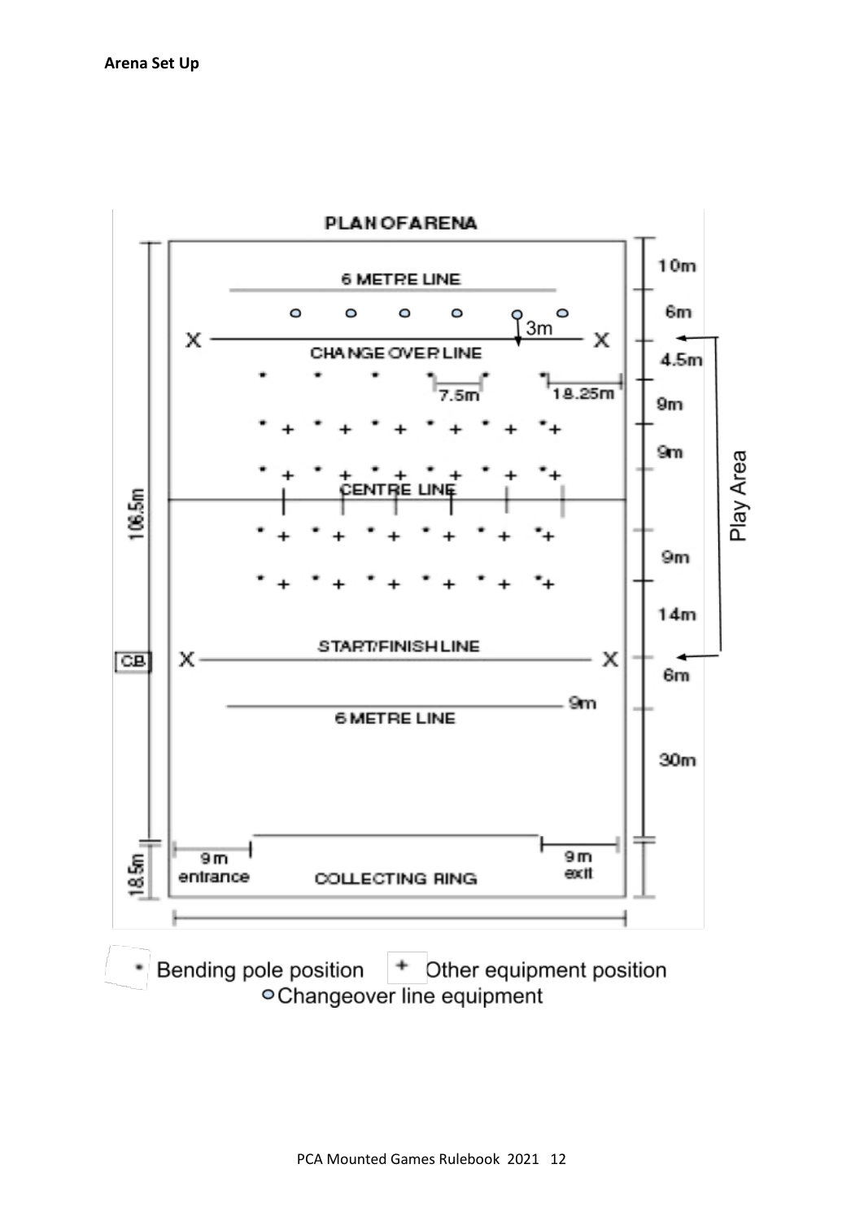**Arena Set Up**

PLAN OF ARENA

6 METRE LINE

3m

X CHANGE OVER LINE X

7.5m

18.25m

CENTRE LINE

START/FINISH LINE

CB X X

9m

6 METRE LINE

9 m entrance

COLLECTING RING

9 m exit

106.5m

18.5m

10m

6m

4.5m

9m

9m

9m

14m

6m

30m

Play Area

Bending pole position + Other equipment position

○ Changeover line equipment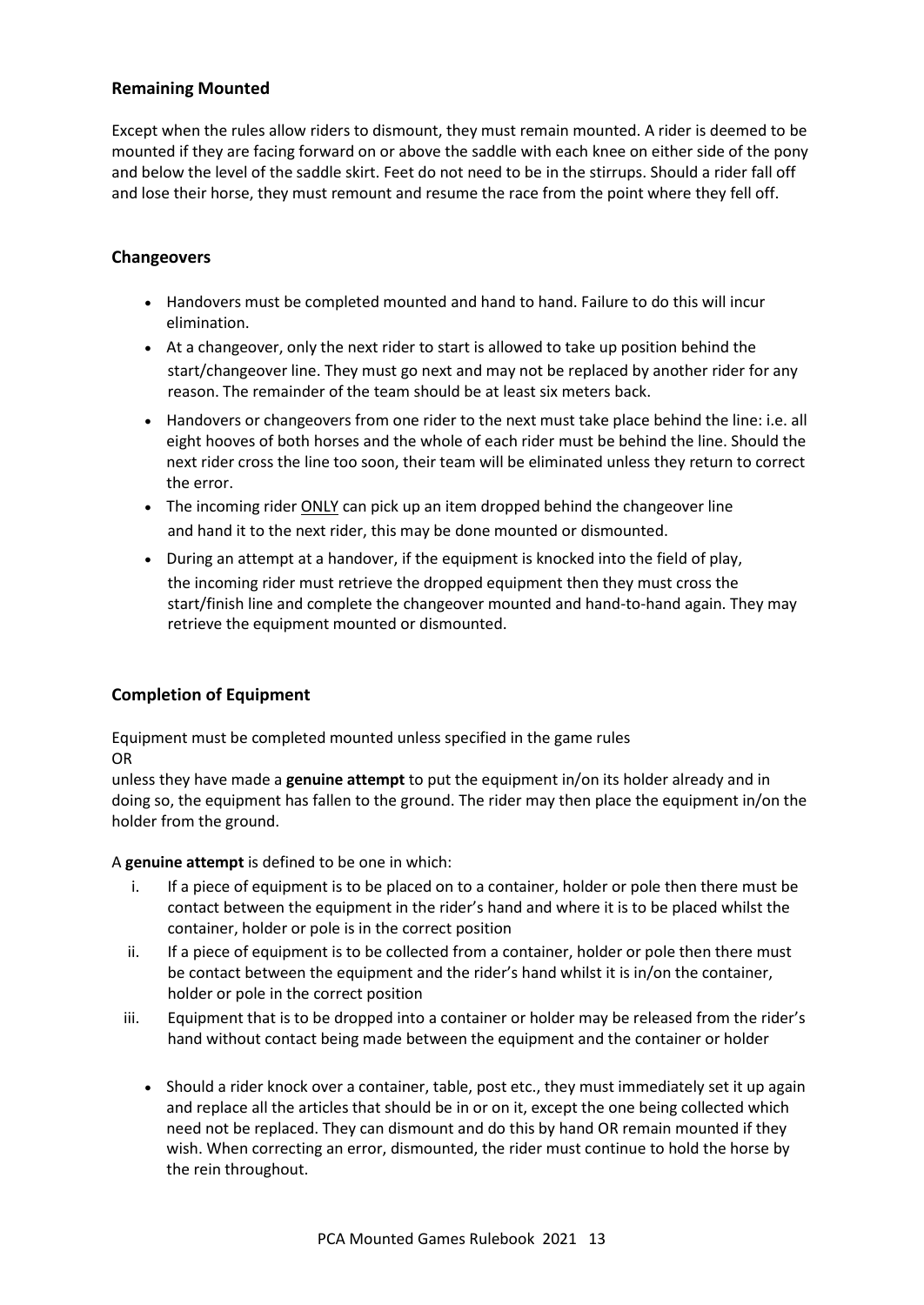## Remaining Mounted

Except when the rules allow riders to dismount, they must remain mounted. A rider is deemed to be mounted if they are facing forward on or above the saddle with each knee on either side of the pony and below the level of the saddle skirt. Feet do not need to be in the stirrups. Should a rider fall off and lose their horse, they must remount and resume the race from the point where they fell off.

## Changeovers

- Handovers must be completed mounted and hand to hand. Failure to do this will incur elimination.
- At a changeover, only the next rider to start is allowed to take up position behind the start/changeover line. They must go next and may not be replaced by another rider for any reason. The remainder of the team should be at least six meters back.
- Handovers or changeovers from one rider to the next must take place behind the line: i.e. all eight hooves of both horses and the whole of each rider must be behind the line. Should the next rider cross the line too soon, their team will be eliminated unless they return to correct the error.
- The incoming rider <u>ONLY</u> can pick up an item dropped behind the changeover line and hand it to the next rider, this may be done mounted or dismounted.
- During an attempt at a handover, if the equipment is knocked into the field of play, the incoming rider must retrieve the dropped equipment then they must cross the start/finish line and complete the changeover mounted and hand-to-hand again. They may retrieve the equipment mounted or dismounted.

## Completion of Equipment

Equipment must be completed mounted unless specified in the game rules
OR
unless they have made a **genuine attempt** to put the equipment in/on its holder already and in doing so, the equipment has fallen to the ground. The rider may then place the equipment in/on the holder from the ground.

A **genuine attempt** is defined to be one in which:

i. If a piece of equipment is to be placed on to a container, holder or pole then there must be contact between the equipment in the rider's hand and where it is to be placed whilst the container, holder or pole is in the correct position
ii. If a piece of equipment is to be collected from a container, holder or pole then there must be contact between the equipment and the rider's hand whilst it is in/on the container, holder or pole in the correct position
iii. Equipment that is to be dropped into a container or holder may be released from the rider's hand without contact being made between the equipment and the container or holder

- Should a rider knock over a container, table, post etc., they must immediately set it up again and replace all the articles that should be in or on it, except the one being collected which need not be replaced. They can dismount and do this by hand OR remain mounted if they wish. When correcting an error, dismounted, the rider must continue to hold the horse by the rein throughout.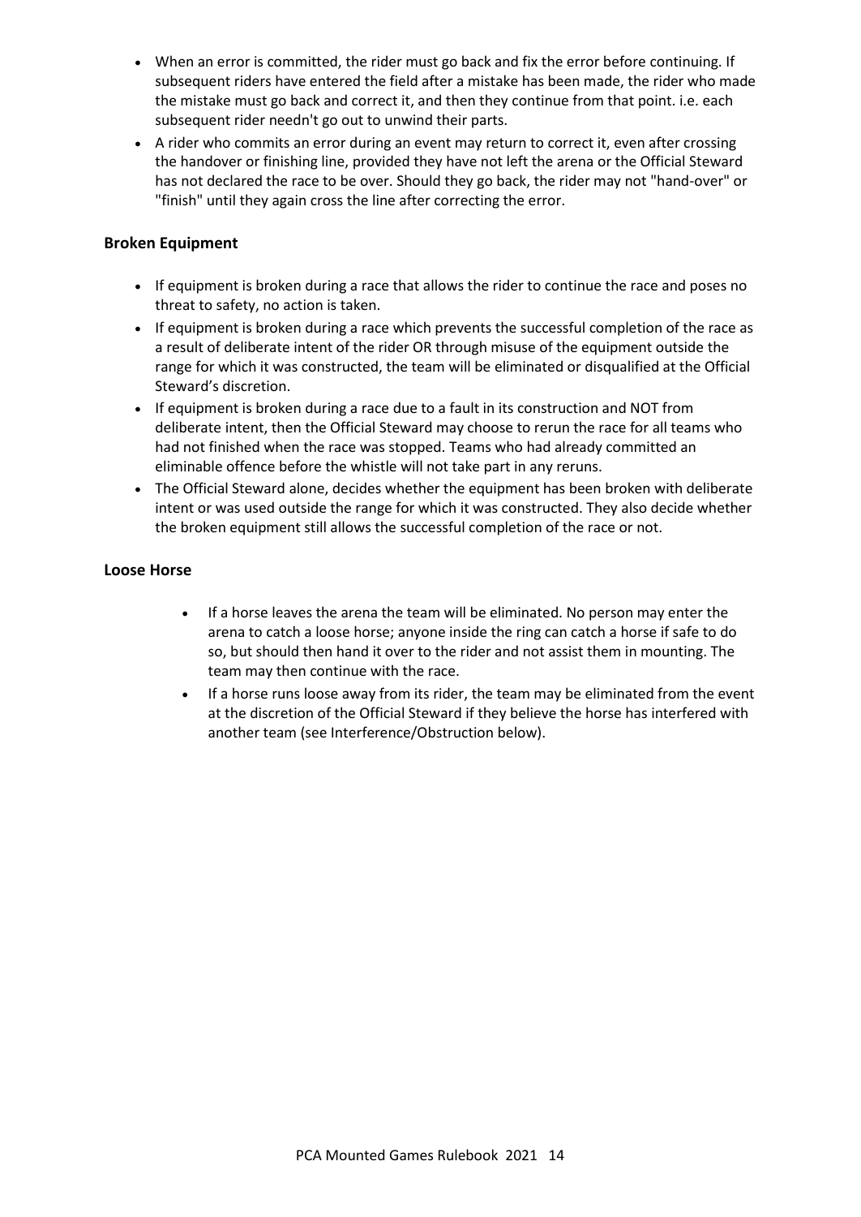- When an error is committed, the rider must go back and fix the error before continuing. If subsequent riders have entered the field after a mistake has been made, the rider who made the mistake must go back and correct it, and then they continue from that point. i.e. each subsequent rider needn't go out to unwind their parts.
- A rider who commits an error during an event may return to correct it, even after crossing the handover or finishing line, provided they have not left the arena or the Official Steward has not declared the race to be over. Should they go back, the rider may not "hand-over" or "finish" until they again cross the line after correcting the error.

### Broken Equipment

- If equipment is broken during a race that allows the rider to continue the race and poses no threat to safety, no action is taken.
- If equipment is broken during a race which prevents the successful completion of the race as a result of deliberate intent of the rider OR through misuse of the equipment outside the range for which it was constructed, the team will be eliminated or disqualified at the Official Steward's discretion.
- If equipment is broken during a race due to a fault in its construction and NOT from deliberate intent, then the Official Steward may choose to rerun the race for all teams who had not finished when the race was stopped. Teams who had already committed an eliminable offence before the whistle will not take part in any reruns.
- The Official Steward alone, decides whether the equipment has been broken with deliberate intent or was used outside the range for which it was constructed. They also decide whether the broken equipment still allows the successful completion of the race or not.

### Loose Horse

- If a horse leaves the arena the team will be eliminated. No person may enter the arena to catch a loose horse; anyone inside the ring can catch a horse if safe to do so, but should then hand it over to the rider and not assist them in mounting. The team may then continue with the race.
- If a horse runs loose away from its rider, the team may be eliminated from the event at the discretion of the Official Steward if they believe the horse has interfered with another team (see Interference/Obstruction below).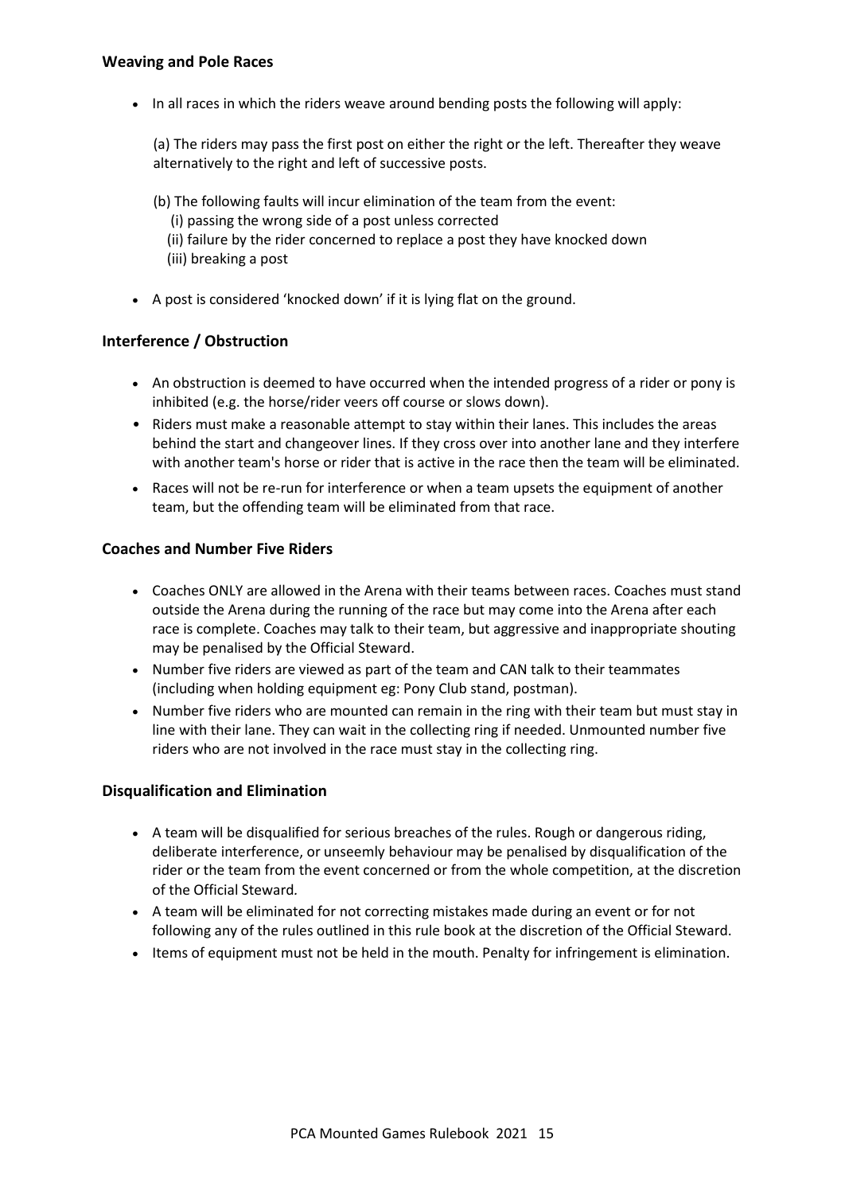### Weaving and Pole Races

- In all races in which the riders weave around bending posts the following will apply:

  (a) The riders may pass the first post on either the right or the left. Thereafter they weave alternatively to the right and left of successive posts.

  (b) The following faults will incur elimination of the team from the event:
  (i) passing the wrong side of a post unless corrected
  (ii) failure by the rider concerned to replace a post they have knocked down
  (iii) breaking a post

- A post is considered 'knocked down' if it is lying flat on the ground.

### Interference / Obstruction

- An obstruction is deemed to have occurred when the intended progress of a rider or pony is inhibited (e.g. the horse/rider veers off course or slows down).
- Riders must make a reasonable attempt to stay within their lanes. This includes the areas behind the start and changeover lines. If they cross over into another lane and they interfere with another team's horse or rider that is active in the race then the team will be eliminated.
- Races will not be re-run for interference or when a team upsets the equipment of another team, but the offending team will be eliminated from that race.

### Coaches and Number Five Riders

- Coaches ONLY are allowed in the Arena with their teams between races. Coaches must stand outside the Arena during the running of the race but may come into the Arena after each race is complete. Coaches may talk to their team, but aggressive and inappropriate shouting may be penalised by the Official Steward.
- Number five riders are viewed as part of the team and CAN talk to their teammates (including when holding equipment eg: Pony Club stand, postman).
- Number five riders who are mounted can remain in the ring with their team but must stay in line with their lane. They can wait in the collecting ring if needed. Unmounted number five riders who are not involved in the race must stay in the collecting ring.

### Disqualification and Elimination

- A team will be disqualified for serious breaches of the rules. Rough or dangerous riding, deliberate interference, or unseemly behaviour may be penalised by disqualification of the rider or the team from the event concerned or from the whole competition, at the discretion of the Official Steward.
- A team will be eliminated for not correcting mistakes made during an event or for not following any of the rules outlined in this rule book at the discretion of the Official Steward.
- Items of equipment must not be held in the mouth. Penalty for infringement is elimination.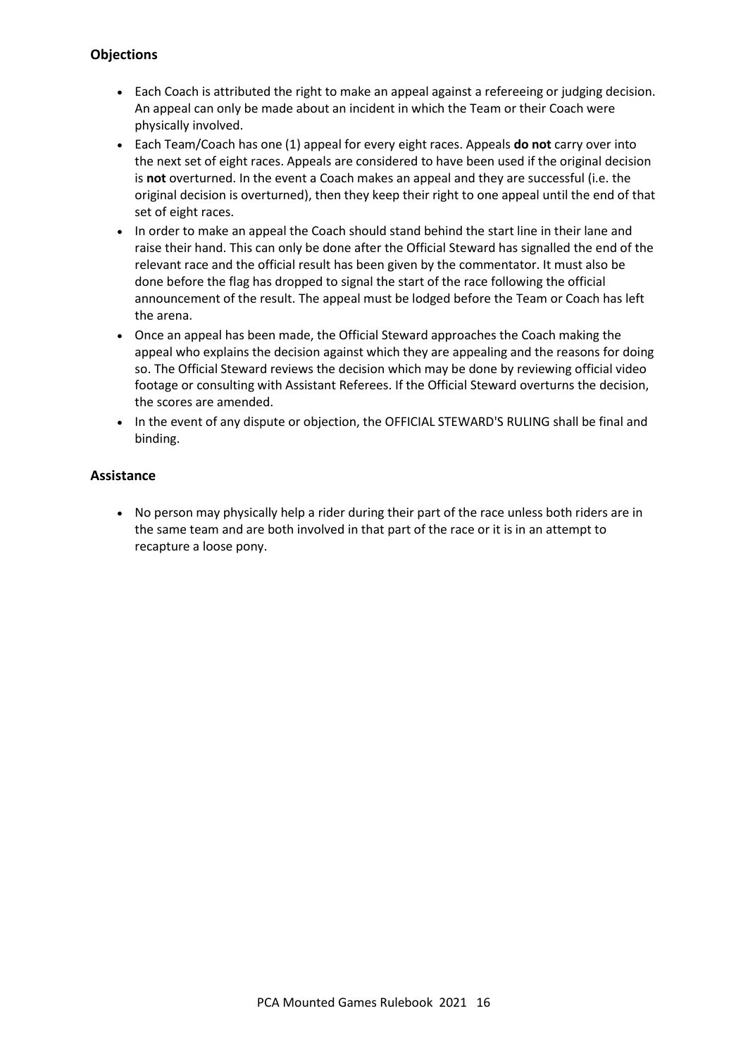## Objections

- Each Coach is attributed the right to make an appeal against a refereeing or judging decision. An appeal can only be made about an incident in which the Team or their Coach were physically involved.
- Each Team/Coach has one (1) appeal for every eight races. Appeals **do not** carry over into the next set of eight races. Appeals are considered to have been used if the original decision is **not** overturned. In the event a Coach makes an appeal and they are successful (i.e. the original decision is overturned), then they keep their right to one appeal until the end of that set of eight races.
- In order to make an appeal the Coach should stand behind the start line in their lane and raise their hand. This can only be done after the Official Steward has signalled the end of the relevant race and the official result has been given by the commentator. It must also be done before the flag has dropped to signal the start of the race following the official announcement of the result. The appeal must be lodged before the Team or Coach has left the arena.
- Once an appeal has been made, the Official Steward approaches the Coach making the appeal who explains the decision against which they are appealing and the reasons for doing so. The Official Steward reviews the decision which may be done by reviewing official video footage or consulting with Assistant Referees. If the Official Steward overturns the decision, the scores are amended.
- In the event of any dispute or objection, the OFFICIAL STEWARD'S RULING shall be final and binding.

## Assistance

- No person may physically help a rider during their part of the race unless both riders are in the same team and are both involved in that part of the race or it is in an attempt to recapture a loose pony.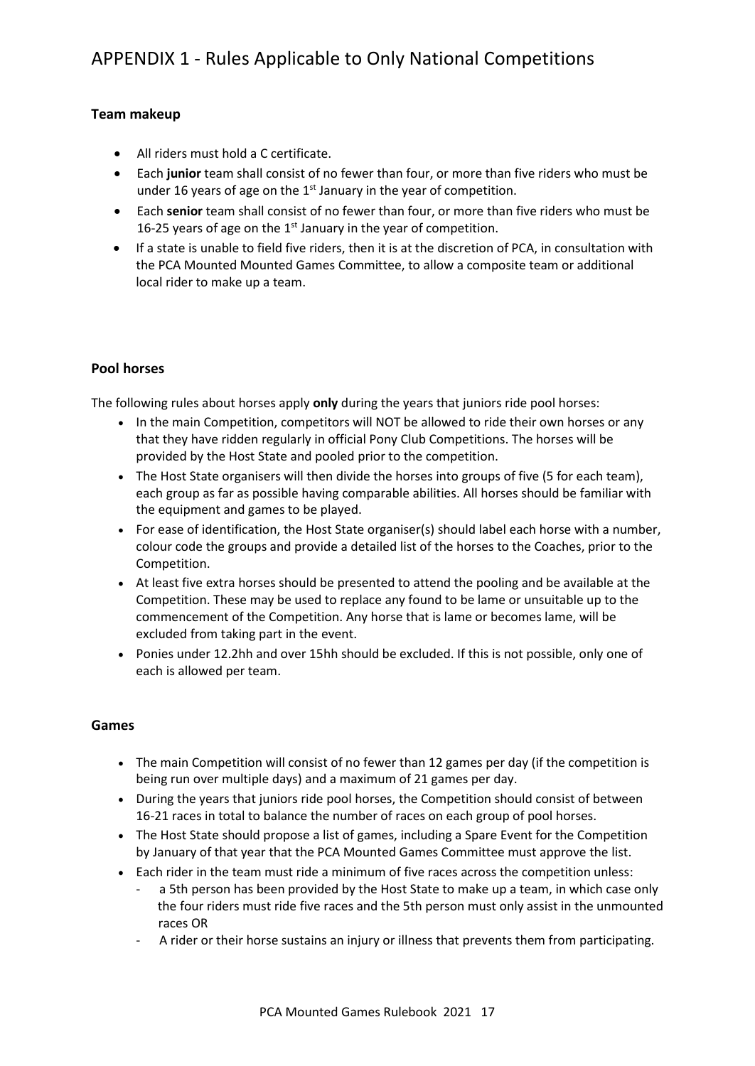# APPENDIX 1 - Rules Applicable to Only National Competitions

### Team makeup

- All riders must hold a C certificate.
- Each **junior** team shall consist of no fewer than four, or more than five riders who must be under 16 years of age on the 1st January in the year of competition.
- Each **senior** team shall consist of no fewer than four, or more than five riders who must be 16-25 years of age on the 1st January in the year of competition.
- If a state is unable to field five riders, then it is at the discretion of PCA, in consultation with the PCA Mounted Mounted Games Committee, to allow a composite team or additional local rider to make up a team.

### Pool horses

The following rules about horses apply **only** during the years that juniors ride pool horses:

- In the main Competition, competitors will NOT be allowed to ride their own horses or any that they have ridden regularly in official Pony Club Competitions. The horses will be provided by the Host State and pooled prior to the competition.
- The Host State organisers will then divide the horses into groups of five (5 for each team), each group as far as possible having comparable abilities. All horses should be familiar with the equipment and games to be played.
- For ease of identification, the Host State organiser(s) should label each horse with a number, colour code the groups and provide a detailed list of the horses to the Coaches, prior to the Competition.
- At least five extra horses should be presented to attend the pooling and be available at the Competition. These may be used to replace any found to be lame or unsuitable up to the commencement of the Competition. Any horse that is lame or becomes lame, will be excluded from taking part in the event.
- Ponies under 12.2hh and over 15hh should be excluded. If this is not possible, only one of each is allowed per team.

### Games

- The main Competition will consist of no fewer than 12 games per day (if the competition is being run over multiple days) and a maximum of 21 games per day.
- During the years that juniors ride pool horses, the Competition should consist of between 16-21 races in total to balance the number of races on each group of pool horses.
- The Host State should propose a list of games, including a Spare Event for the Competition by January of that year that the PCA Mounted Games Committee must approve the list.
- Each rider in the team must ride a minimum of five races across the competition unless:
  - a 5th person has been provided by the Host State to make up a team, in which case only the four riders must ride five races and the 5th person must only assist in the unmounted races OR
  - A rider or their horse sustains an injury or illness that prevents them from participating.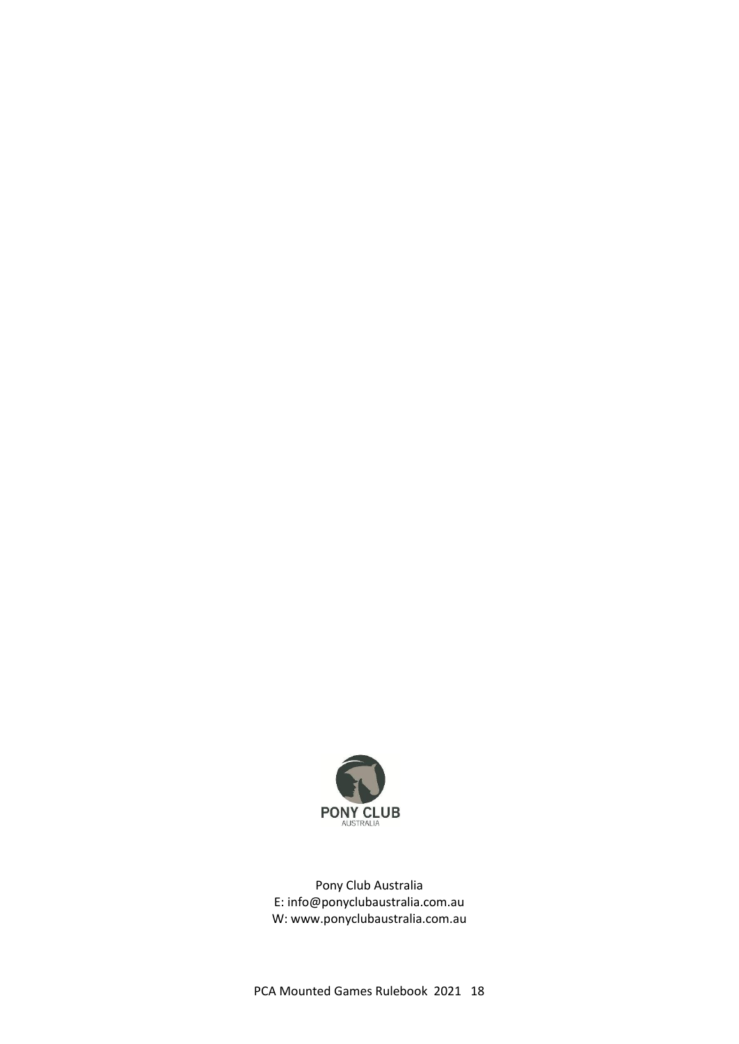PONY CLUB
AUSTRALIA

Pony Club Australia
E: info@ponyclubaustralia.com.au
W: www.ponyclubaustralia.com.au